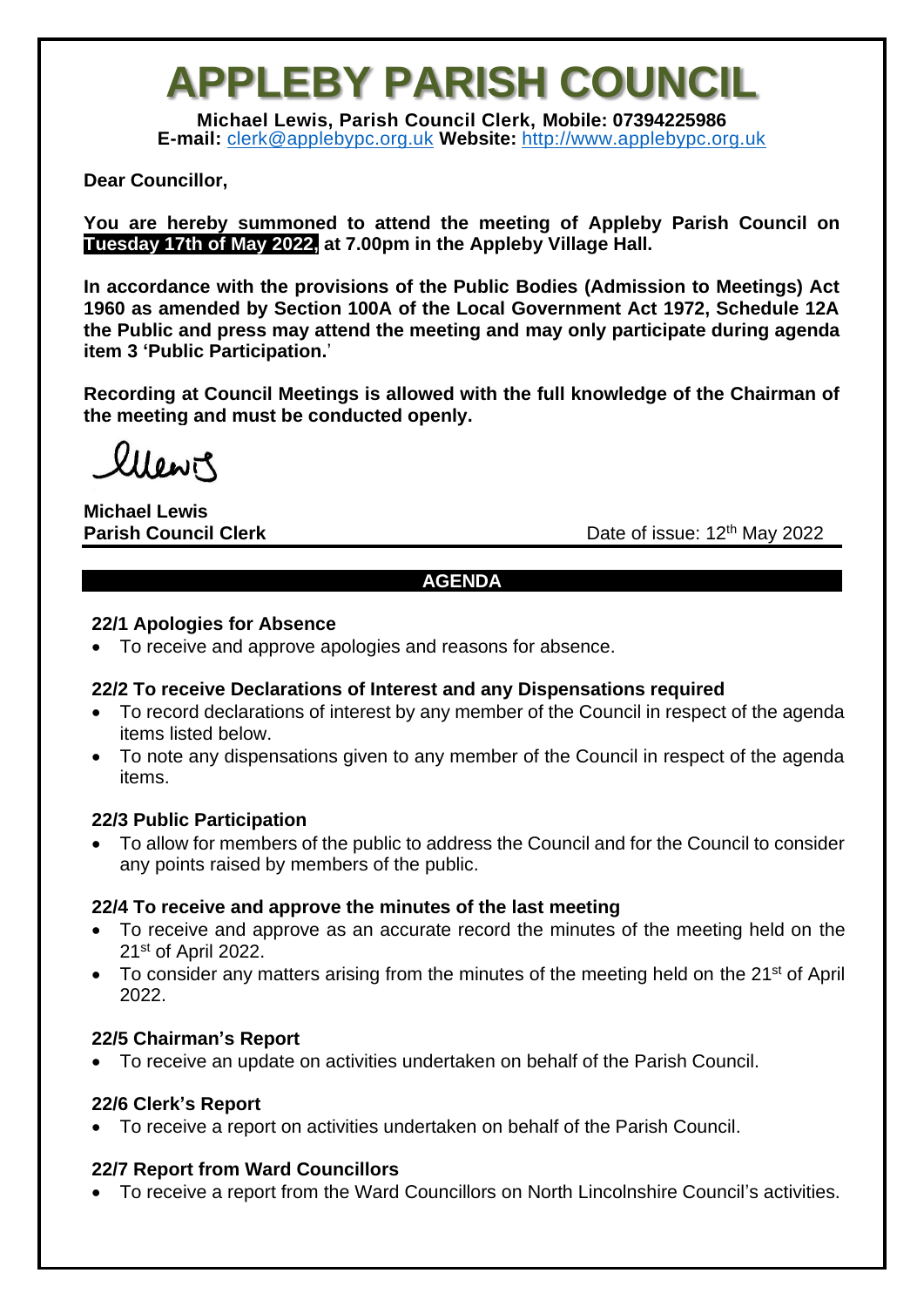# APPLEBY PARISH COUNCIL

**Michael Lewis, Parish Council Clerk, Mobile: 07394225986**
**E-mail:** clerk@applebypc.org.uk **Website:** http://www.applebypc.org.uk

**Dear Councillor,**

**You are hereby summoned to attend the meeting of Appleby Parish Council on Tuesday 17th of May 2022, at 7.00pm in the Appleby Village Hall.**

**In accordance with the provisions of the Public Bodies (Admission to Meetings) Act 1960 as amended by Section 100A of the Local Government Act 1972, Schedule 12A the Public and press may attend the meeting and may only participate during agenda item 3 'Public Participation.'**

**Recording at Council Meetings is allowed with the full knowledge of the Chairman of the meeting and must be conducted openly.**

MLewis

**Michael Lewis**
**Parish Council Clerk**

Date of issue: 12th May 2022

## AGENDA

### 22/1 Apologies for Absence

- To receive and approve apologies and reasons for absence.

### 22/2 To receive Declarations of Interest and any Dispensations required

- To record declarations of interest by any member of the Council in respect of the agenda items listed below.
- To note any dispensations given to any member of the Council in respect of the agenda items.

### 22/3 Public Participation

- To allow for members of the public to address the Council and for the Council to consider any points raised by members of the public.

### 22/4 To receive and approve the minutes of the last meeting

- To receive and approve as an accurate record the minutes of the meeting held on the 21st of April 2022.
- To consider any matters arising from the minutes of the meeting held on the 21st of April 2022.

### 22/5 Chairman's Report

- To receive an update on activities undertaken on behalf of the Parish Council.

### 22/6 Clerk's Report

- To receive a report on activities undertaken on behalf of the Parish Council.

### 22/7 Report from Ward Councillors

- To receive a report from the Ward Councillors on North Lincolnshire Council's activities.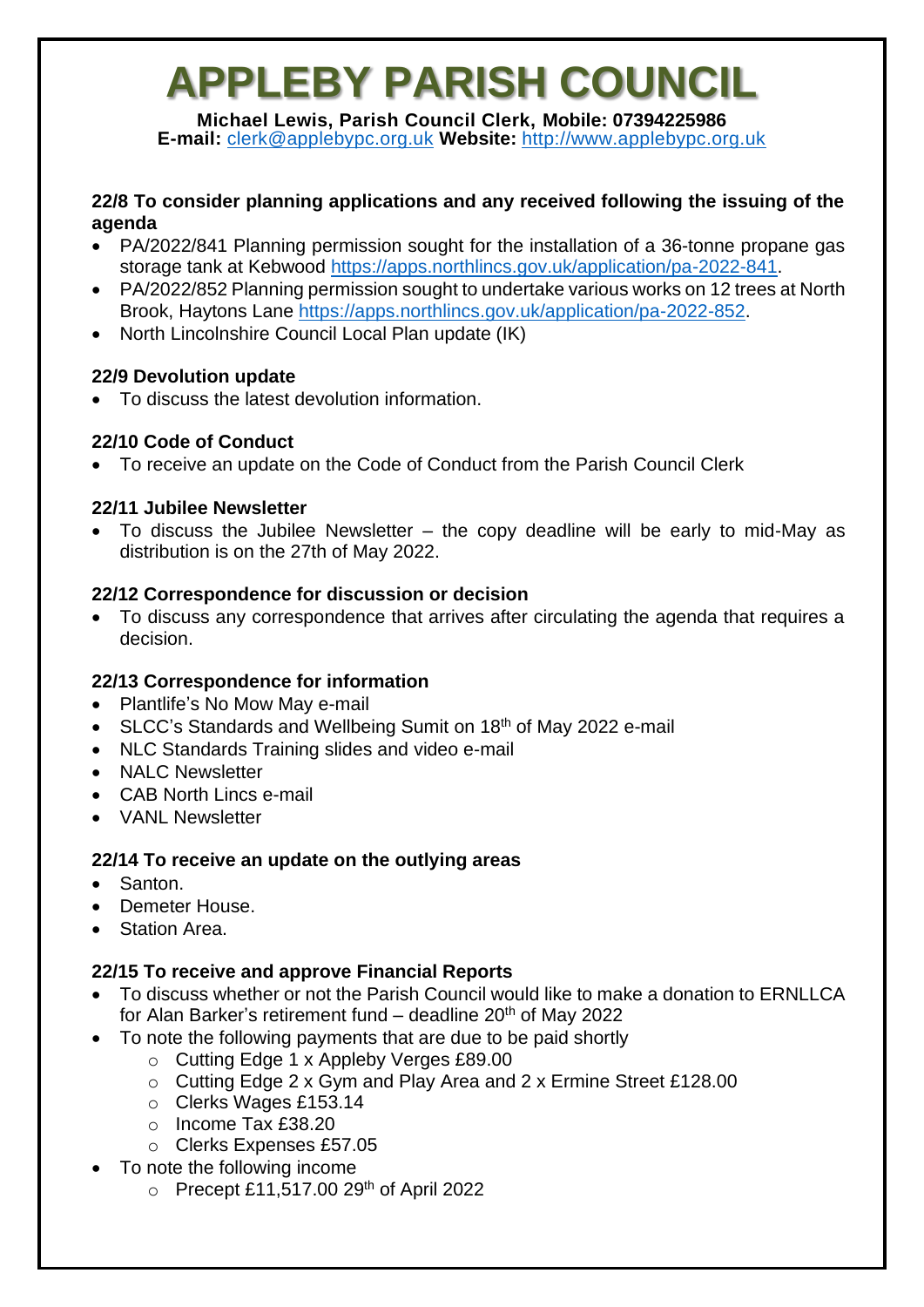# APPLEBY PARISH COUNCIL

**Michael Lewis, Parish Council Clerk, Mobile: 07394225986**
**E-mail:** clerk@applebypc.org.uk **Website:** http://www.applebypc.org.uk

**22/8 To consider planning applications and any received following the issuing of the agenda**

- PA/2022/841 Planning permission sought for the installation of a 36-tonne propane gas storage tank at Kebwood https://apps.northlincs.gov.uk/application/pa-2022-841.
- PA/2022/852 Planning permission sought to undertake various works on 12 trees at North Brook, Haytons Lane https://apps.northlincs.gov.uk/application/pa-2022-852.
- North Lincolnshire Council Local Plan update (IK)

**22/9 Devolution update**

- To discuss the latest devolution information.

**22/10 Code of Conduct**

- To receive an update on the Code of Conduct from the Parish Council Clerk

**22/11 Jubilee Newsletter**

- To discuss the Jubilee Newsletter – the copy deadline will be early to mid-May as distribution is on the 27th of May 2022.

**22/12 Correspondence for discussion or decision**

- To discuss any correspondence that arrives after circulating the agenda that requires a decision.

**22/13 Correspondence for information**

- Plantlife's No Mow May e-mail
- SLCC's Standards and Wellbeing Sumit on 18th of May 2022 e-mail
- NLC Standards Training slides and video e-mail
- NALC Newsletter
- CAB North Lincs e-mail
- VANL Newsletter

**22/14 To receive an update on the outlying areas**

- Santon.
- Demeter House.
- Station Area.

**22/15 To receive and approve Financial Reports**

- To discuss whether or not the Parish Council would like to make a donation to ERNLLCA for Alan Barker's retirement fund – deadline 20th of May 2022
- To note the following payments that are due to be paid shortly
  - Cutting Edge 1 x Appleby Verges £89.00
  - Cutting Edge 2 x Gym and Play Area and 2 x Ermine Street £128.00
  - Clerks Wages £153.14
  - Income Tax £38.20
  - Clerks Expenses £57.05
- To note the following income
  - Precept £11,517.00 29th of April 2022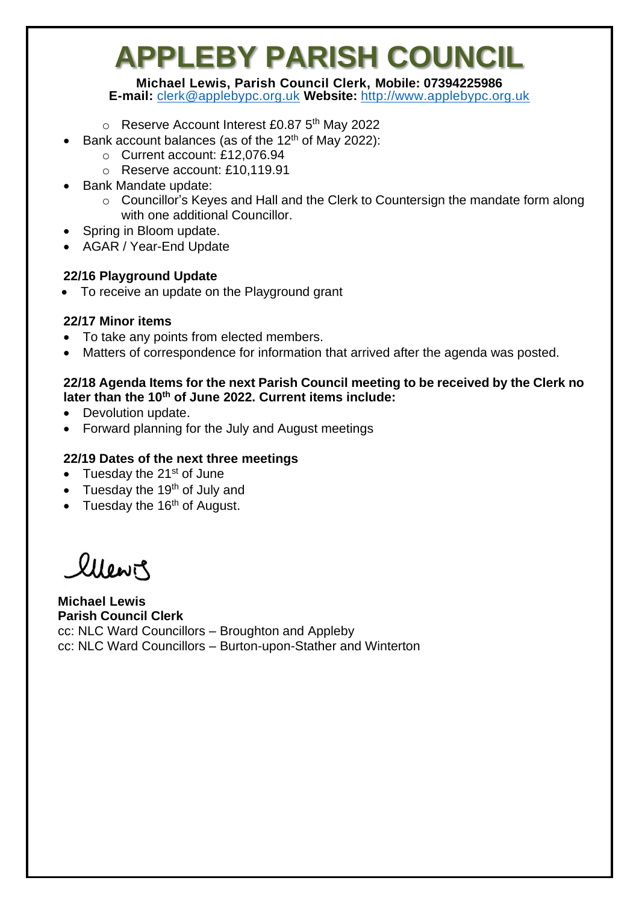# APPLEBY PARISH COUNCIL

**Michael Lewis, Parish Council Clerk, Mobile: 07394225986**
**E-mail:** clerk@applebypc.org.uk **Website:** http://www.applebypc.org.uk

- Reserve Account Interest £0.87 5th May 2022
- Bank account balances (as of the 12th of May 2022):
  - Current account: £12,076.94
  - Reserve account: £10,119.91
- Bank Mandate update:
  - Councillor's Keyes and Hall and the Clerk to Countersign the mandate form along with one additional Councillor.
- Spring in Bloom update.
- AGAR / Year-End Update

**22/16 Playground Update**

- To receive an update on the Playground grant

**22/17 Minor items**

- To take any points from elected members.
- Matters of correspondence for information that arrived after the agenda was posted.

**22/18 Agenda Items for the next Parish Council meeting to be received by the Clerk no later than the 10th of June 2022. Current items include:**

- Devolution update.
- Forward planning for the July and August meetings

**22/19 Dates of the next three meetings**

- Tuesday the 21st of June
- Tuesday the 19th of July and
- Tuesday the 16th of August.

MLewis

**Michael Lewis**
**Parish Council Clerk**
cc: NLC Ward Councillors – Broughton and Appleby
cc: NLC Ward Councillors – Burton-upon-Stather and Winterton